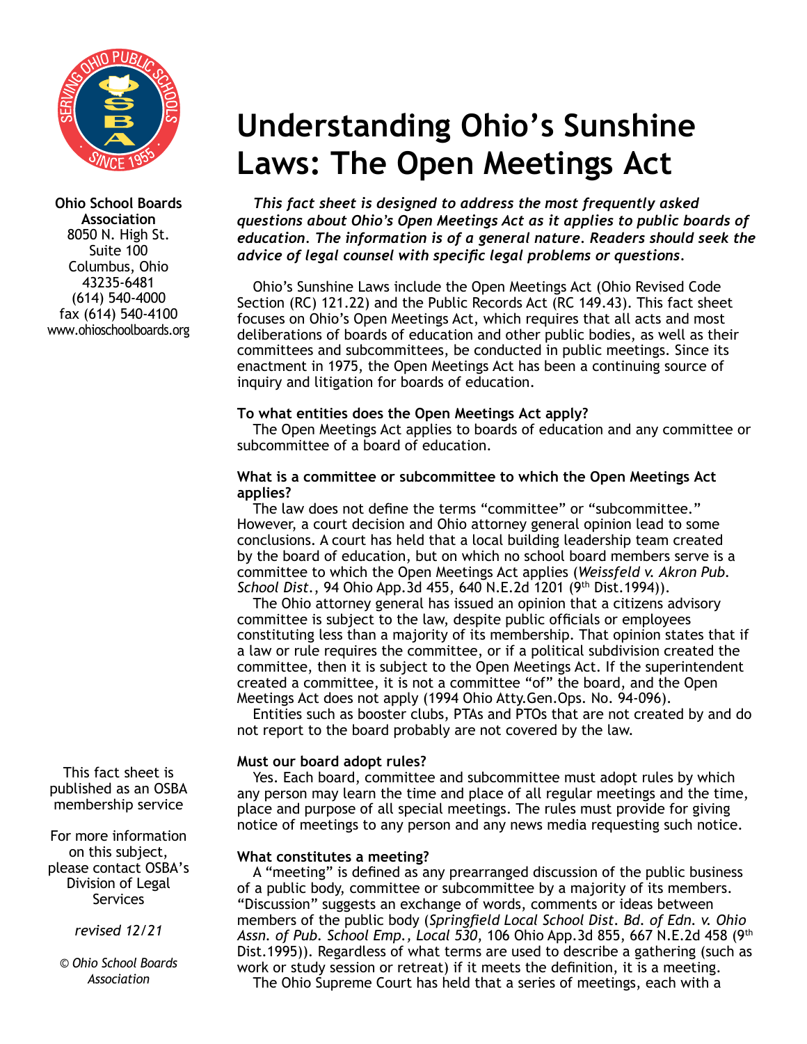# Understanding Ohio's Sunshine Laws: The Open Meetings Act

**Ohio School Boards Association**
8050 N. High St.
Suite 100
Columbus, Ohio
43235-6481
(614) 540-4000
fax (614) 540-4100
www.ohioschoolboards.org

***This fact sheet is designed to address the most frequently asked questions about Ohio's Open Meetings Act as it applies to public boards of education. The information is of a general nature. Readers should seek the advice of legal counsel with specific legal problems or questions.***

Ohio's Sunshine Laws include the Open Meetings Act (Ohio Revised Code Section (RC) 121.22) and the Public Records Act (RC 149.43). This fact sheet focuses on Ohio's Open Meetings Act, which requires that all acts and most deliberations of boards of education and other public bodies, as well as their committees and subcommittees, be conducted in public meetings. Since its enactment in 1975, the Open Meetings Act has been a continuing source of inquiry and litigation for boards of education.

**To what entities does the Open Meetings Act apply?**

The Open Meetings Act applies to boards of education and any committee or subcommittee of a board of education.

**What is a committee or subcommittee to which the Open Meetings Act applies?**

The law does not define the terms "committee" or "subcommittee." However, a court decision and Ohio attorney general opinion lead to some conclusions. A court has held that a local building leadership team created by the board of education, but on which no school board members serve is a committee to which the Open Meetings Act applies (*Weissfeld v. Akron Pub. School Dist.*, 94 Ohio App.3d 455, 640 N.E.2d 1201 (9th Dist.1994)).

The Ohio attorney general has issued an opinion that a citizens advisory committee is subject to the law, despite public officials or employees constituting less than a majority of its membership. That opinion states that if a law or rule requires the committee, or if a political subdivision created the committee, then it is subject to the Open Meetings Act. If the superintendent created a committee, it is not a committee "of" the board, and the Open Meetings Act does not apply (1994 Ohio Atty.Gen.Ops. No. 94-096).

Entities such as booster clubs, PTAs and PTOs that are not created by and do not report to the board probably are not covered by the law.

**Must our board adopt rules?**

Yes. Each board, committee and subcommittee must adopt rules by which any person may learn the time and place of all regular meetings and the time, place and purpose of all special meetings. The rules must provide for giving notice of meetings to any person and any news media requesting such notice.

**What constitutes a meeting?**

A "meeting" is defined as any prearranged discussion of the public business of a public body, committee or subcommittee by a majority of its members. "Discussion" suggests an exchange of words, comments or ideas between members of the public body (*Springfield Local School Dist. Bd. of Edn. v. Ohio Assn. of Pub. School Emp., Local 530*, 106 Ohio App.3d 855, 667 N.E.2d 458 (9th Dist.1995)). Regardless of what terms are used to describe a gathering (such as work or study session or retreat) if it meets the definition, it is a meeting.

The Ohio Supreme Court has held that a series of meetings, each with a

This fact sheet is published as an OSBA membership service

For more information on this subject, please contact OSBA's Division of Legal Services

*revised 12/21*

*© Ohio School Boards Association*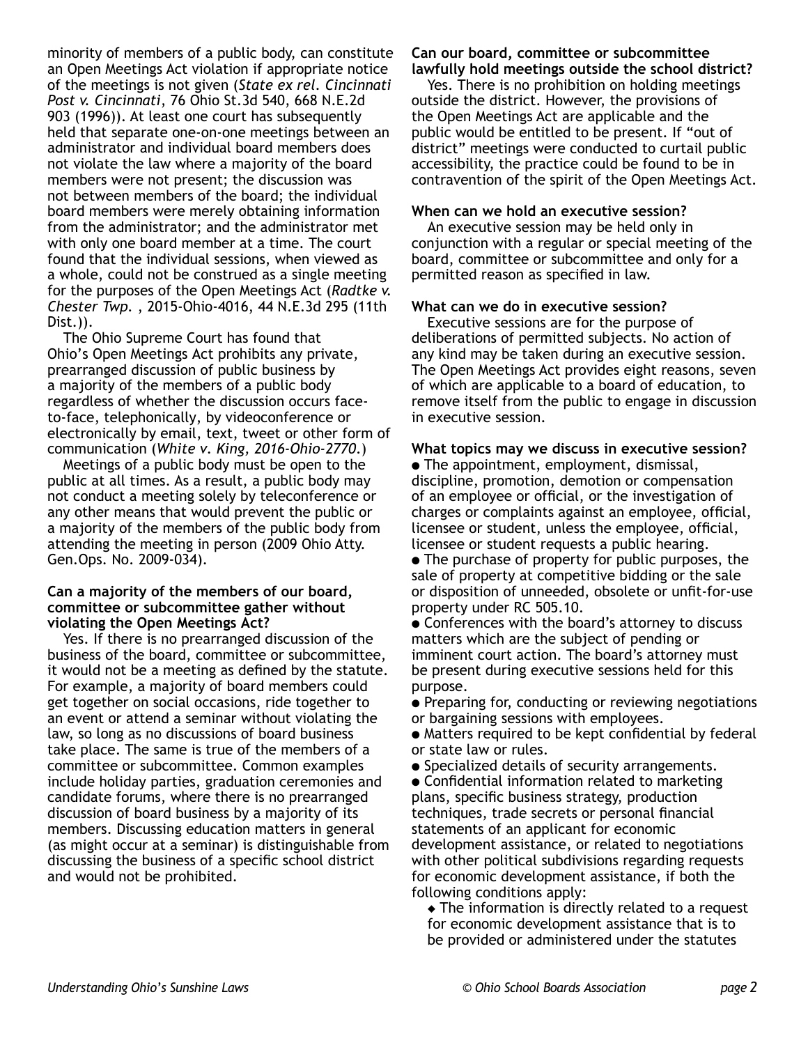minority of members of a public body, can constitute an Open Meetings Act violation if appropriate notice of the meetings is not given (*State ex rel. Cincinnati Post v. Cincinnati*, 76 Ohio St.3d 540, 668 N.E.2d 903 (1996)). At least one court has subsequently held that separate one-on-one meetings between an administrator and individual board members does not violate the law where a majority of the board members were not present; the discussion was not between members of the board; the individual board members were merely obtaining information from the administrator; and the administrator met with only one board member at a time. The court found that the individual sessions, when viewed as a whole, could not be construed as a single meeting for the purposes of the Open Meetings Act (*Radtke v. Chester Twp.* , 2015-Ohio-4016, 44 N.E.3d 295 (11th Dist.)).

The Ohio Supreme Court has found that Ohio's Open Meetings Act prohibits any private, prearranged discussion of public business by a majority of the members of a public body regardless of whether the discussion occurs face-to-face, telephonically, by videoconference or electronically by email, text, tweet or other form of communication (*White v. King, 2016-Ohio-2770.*)

Meetings of a public body must be open to the public at all times. As a result, a public body may not conduct a meeting solely by teleconference or any other means that would prevent the public or a majority of the members of the public body from attending the meeting in person (2009 Ohio Atty. Gen.Ops. No. 2009-034).

**Can a majority of the members of our board, committee or subcommittee gather without violating the Open Meetings Act?**

Yes. If there is no prearranged discussion of the business of the board, committee or subcommittee, it would not be a meeting as defined by the statute. For example, a majority of board members could get together on social occasions, ride together to an event or attend a seminar without violating the law, so long as no discussions of board business take place. The same is true of the members of a committee or subcommittee. Common examples include holiday parties, graduation ceremonies and candidate forums, where there is no prearranged discussion of board business by a majority of its members. Discussing education matters in general (as might occur at a seminar) is distinguishable from discussing the business of a specific school district and would not be prohibited.

**Can our board, committee or subcommittee lawfully hold meetings outside the school district?**

Yes. There is no prohibition on holding meetings outside the district. However, the provisions of the Open Meetings Act are applicable and the public would be entitled to be present. If "out of district" meetings were conducted to curtail public accessibility, the practice could be found to be in contravention of the spirit of the Open Meetings Act.

**When can we hold an executive session?**

An executive session may be held only in conjunction with a regular or special meeting of the board, committee or subcommittee and only for a permitted reason as specified in law.

**What can we do in executive session?**

Executive sessions are for the purpose of deliberations of permitted subjects. No action of any kind may be taken during an executive session. The Open Meetings Act provides eight reasons, seven of which are applicable to a board of education, to remove itself from the public to engage in discussion in executive session.

**What topics may we discuss in executive session?**

- The appointment, employment, dismissal, discipline, promotion, demotion or compensation of an employee or official, or the investigation of charges or complaints against an employee, official, licensee or student, unless the employee, official, licensee or student requests a public hearing.
- The purchase of property for public purposes, the sale of property at competitive bidding or the sale or disposition of unneeded, obsolete or unfit-for-use property under RC 505.10.
- Conferences with the board's attorney to discuss matters which are the subject of pending or imminent court action. The board's attorney must be present during executive sessions held for this purpose.
- Preparing for, conducting or reviewing negotiations or bargaining sessions with employees.
- Matters required to be kept confidential by federal or state law or rules.
- Specialized details of security arrangements.
- Confidential information related to marketing plans, specific business strategy, production techniques, trade secrets or personal financial statements of an applicant for economic development assistance, or related to negotiations with other political subdivisions regarding requests for economic development assistance, if both the following conditions apply:
  - The information is directly related to a request for economic development assistance that is to be provided or administered under the statutes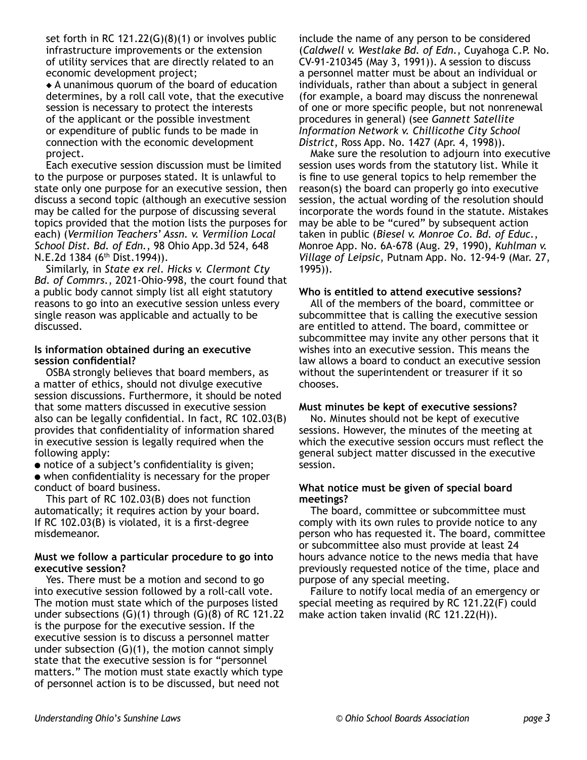set forth in RC 121.22(G)(8)(1) or involves public infrastructure improvements or the extension of utility services that are directly related to an economic development project;

◆ A unanimous quorum of the board of education determines, by a roll call vote, that the executive session is necessary to protect the interests of the applicant or the possible investment or expenditure of public funds to be made in connection with the economic development project.

Each executive session discussion must be limited to the purpose or purposes stated. It is unlawful to state only one purpose for an executive session, then discuss a second topic (although an executive session may be called for the purpose of discussing several topics provided that the motion lists the purposes for each) (*Vermilion Teachers' Assn. v. Vermilion Local School Dist. Bd. of Edn.*, 98 Ohio App.3d 524, 648 N.E.2d 1384 (6th Dist.1994)).

Similarly, in *State ex rel. Hicks v. Clermont Cty Bd. of Commrs.*, 2021-Ohio-998, the court found that a public body cannot simply list all eight statutory reasons to go into an executive session unless every single reason was applicable and actually to be discussed.

**Is information obtained during an executive session confidential?**

OSBA strongly believes that board members, as a matter of ethics, should not divulge executive session discussions. Furthermore, it should be noted that some matters discussed in executive session also can be legally confidential. In fact, RC 102.03(B) provides that confidentiality of information shared in executive session is legally required when the following apply:

- notice of a subject's confidentiality is given;
- when confidentiality is necessary for the proper conduct of board business.

This part of RC 102.03(B) does not function automatically; it requires action by your board. If RC 102.03(B) is violated, it is a first-degree misdemeanor.

**Must we follow a particular procedure to go into executive session?**

Yes. There must be a motion and second to go into executive session followed by a roll-call vote. The motion must state which of the purposes listed under subsections (G)(1) through (G)(8) of RC 121.22 is the purpose for the executive session. If the executive session is to discuss a personnel matter under subsection (G)(1), the motion cannot simply state that the executive session is for "personnel matters." The motion must state exactly which type of personnel action is to be discussed, but need not include the name of any person to be considered (*Caldwell v. Westlake Bd. of Edn.*, Cuyahoga C.P. No. CV-91-210345 (May 3, 1991)). A session to discuss a personnel matter must be about an individual or individuals, rather than about a subject in general (for example, a board may discuss the nonrenewal of one or more specific people, but not nonrenewal procedures in general) (see *Gannett Satellite Information Network v. Chillicothe City School District*, Ross App. No. 1427 (Apr. 4, 1998)).

Make sure the resolution to adjourn into executive session uses words from the statutory list. While it is fine to use general topics to help remember the reason(s) the board can properly go into executive session, the actual wording of the resolution should incorporate the words found in the statute. Mistakes may be able to be "cured" by subsequent action taken in public (*Biesel v. Monroe Co. Bd. of Educ.*, Monroe App. No. 6A-678 (Aug. 29, 1990), *Kuhlman v. Village of Leipsic*, Putnam App. No. 12-94-9 (Mar. 27, 1995)).

**Who is entitled to attend executive sessions?**

All of the members of the board, committee or subcommittee that is calling the executive session are entitled to attend. The board, committee or subcommittee may invite any other persons that it wishes into an executive session. This means the law allows a board to conduct an executive session without the superintendent or treasurer if it so chooses.

**Must minutes be kept of executive sessions?**

No. Minutes should not be kept of executive sessions. However, the minutes of the meeting at which the executive session occurs must reflect the general subject matter discussed in the executive session.

**What notice must be given of special board meetings?**

The board, committee or subcommittee must comply with its own rules to provide notice to any person who has requested it. The board, committee or subcommittee also must provide at least 24 hours advance notice to the news media that have previously requested notice of the time, place and purpose of any special meeting.

Failure to notify local media of an emergency or special meeting as required by RC 121.22(F) could make action taken invalid (RC 121.22(H)).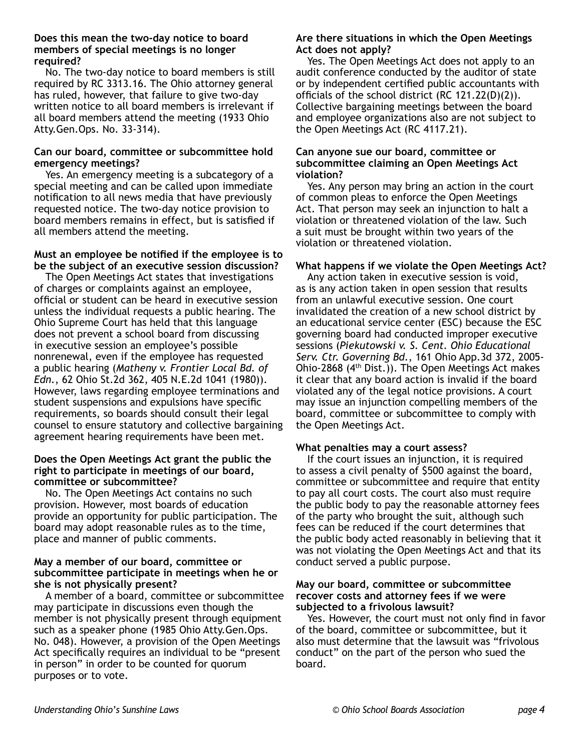**Does this mean the two-day notice to board members of special meetings is no longer required?**

No. The two-day notice to board members is still required by RC 3313.16. The Ohio attorney general has ruled, however, that failure to give two-day written notice to all board members is irrelevant if all board members attend the meeting (1933 Ohio Atty.Gen.Ops. No. 33-314).

**Can our board, committee or subcommittee hold emergency meetings?**

Yes. An emergency meeting is a subcategory of a special meeting and can be called upon immediate notification to all news media that have previously requested notice. The two-day notice provision to board members remains in effect, but is satisfied if all members attend the meeting.

**Must an employee be notified if the employee is to be the subject of an executive session discussion?**

The Open Meetings Act states that investigations of charges or complaints against an employee, official or student can be heard in executive session unless the individual requests a public hearing. The Ohio Supreme Court has held that this language does not prevent a school board from discussing in executive session an employee's possible nonrenewal, even if the employee has requested a public hearing (*Matheny v. Frontier Local Bd. of Edn.*, 62 Ohio St.2d 362, 405 N.E.2d 1041 (1980)). However, laws regarding employee terminations and student suspensions and expulsions have specific requirements, so boards should consult their legal counsel to ensure statutory and collective bargaining agreement hearing requirements have been met.

**Does the Open Meetings Act grant the public the right to participate in meetings of our board, committee or subcommittee?**

No. The Open Meetings Act contains no such provision. However, most boards of education provide an opportunity for public participation. The board may adopt reasonable rules as to the time, place and manner of public comments.

**May a member of our board, committee or subcommittee participate in meetings when he or she is not physically present?**

A member of a board, committee or subcommittee may participate in discussions even though the member is not physically present through equipment such as a speaker phone (1985 Ohio Atty.Gen.Ops. No. 048). However, a provision of the Open Meetings Act specifically requires an individual to be "present in person" in order to be counted for quorum purposes or to vote.

**Are there situations in which the Open Meetings Act does not apply?**

Yes. The Open Meetings Act does not apply to an audit conference conducted by the auditor of state or by independent certified public accountants with officials of the school district (RC 121.22(D)(2)). Collective bargaining meetings between the board and employee organizations also are not subject to the Open Meetings Act (RC 4117.21).

**Can anyone sue our board, committee or subcommittee claiming an Open Meetings Act violation?**

Yes. Any person may bring an action in the court of common pleas to enforce the Open Meetings Act. That person may seek an injunction to halt a violation or threatened violation of the law. Such a suit must be brought within two years of the violation or threatened violation.

**What happens if we violate the Open Meetings Act?**

Any action taken in executive session is void, as is any action taken in open session that results from an unlawful executive session. One court invalidated the creation of a new school district by an educational service center (ESC) because the ESC governing board had conducted improper executive sessions (*Piekutowski v. S. Cent. Ohio Educational Serv. Ctr. Governing Bd.*, 161 Ohio App.3d 372, 2005-Ohio-2868 (4th Dist.)). The Open Meetings Act makes it clear that any board action is invalid if the board violated any of the legal notice provisions. A court may issue an injunction compelling members of the board, committee or subcommittee to comply with the Open Meetings Act.

**What penalties may a court assess?**

If the court issues an injunction, it is required to assess a civil penalty of $500 against the board, committee or subcommittee and require that entity to pay all court costs. The court also must require the public body to pay the reasonable attorney fees of the party who brought the suit, although such fees can be reduced if the court determines that the public body acted reasonably in believing that it was not violating the Open Meetings Act and that its conduct served a public purpose.

**May our board, committee or subcommittee recover costs and attorney fees if we were subjected to a frivolous lawsuit?**

Yes. However, the court must not only find in favor of the board, committee or subcommittee, but it also must determine that the lawsuit was "frivolous conduct" on the part of the person who sued the board.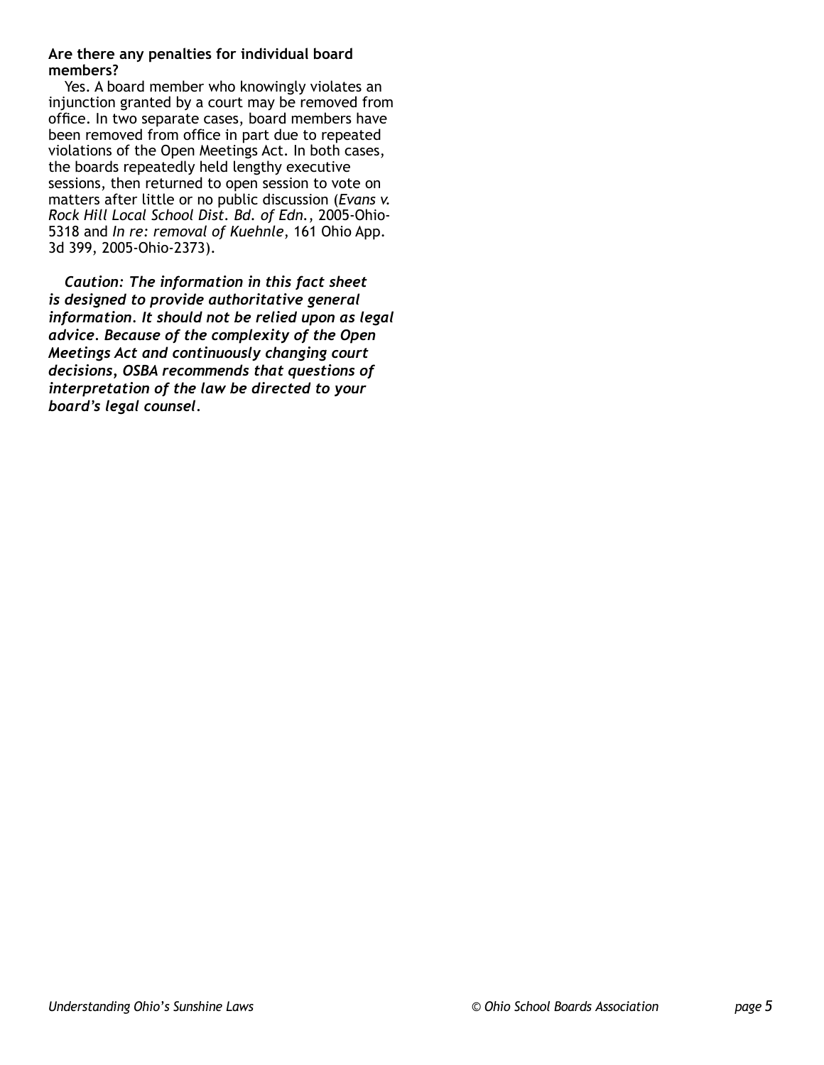**Are there any penalties for individual board members?**

Yes. A board member who knowingly violates an injunction granted by a court may be removed from office. In two separate cases, board members have been removed from office in part due to repeated violations of the Open Meetings Act. In both cases, the boards repeatedly held lengthy executive sessions, then returned to open session to vote on matters after little or no public discussion (*Evans v. Rock Hill Local School Dist. Bd. of Edn.*, 2005-Ohio-5318 and *In re: removal of Kuehnle*, 161 Ohio App. 3d 399, 2005-Ohio-2373).

***Caution: The information in this fact sheet is designed to provide authoritative general information. It should not be relied upon as legal advice. Because of the complexity of the Open Meetings Act and continuously changing court decisions, OSBA recommends that questions of interpretation of the law be directed to your board's legal counsel.***